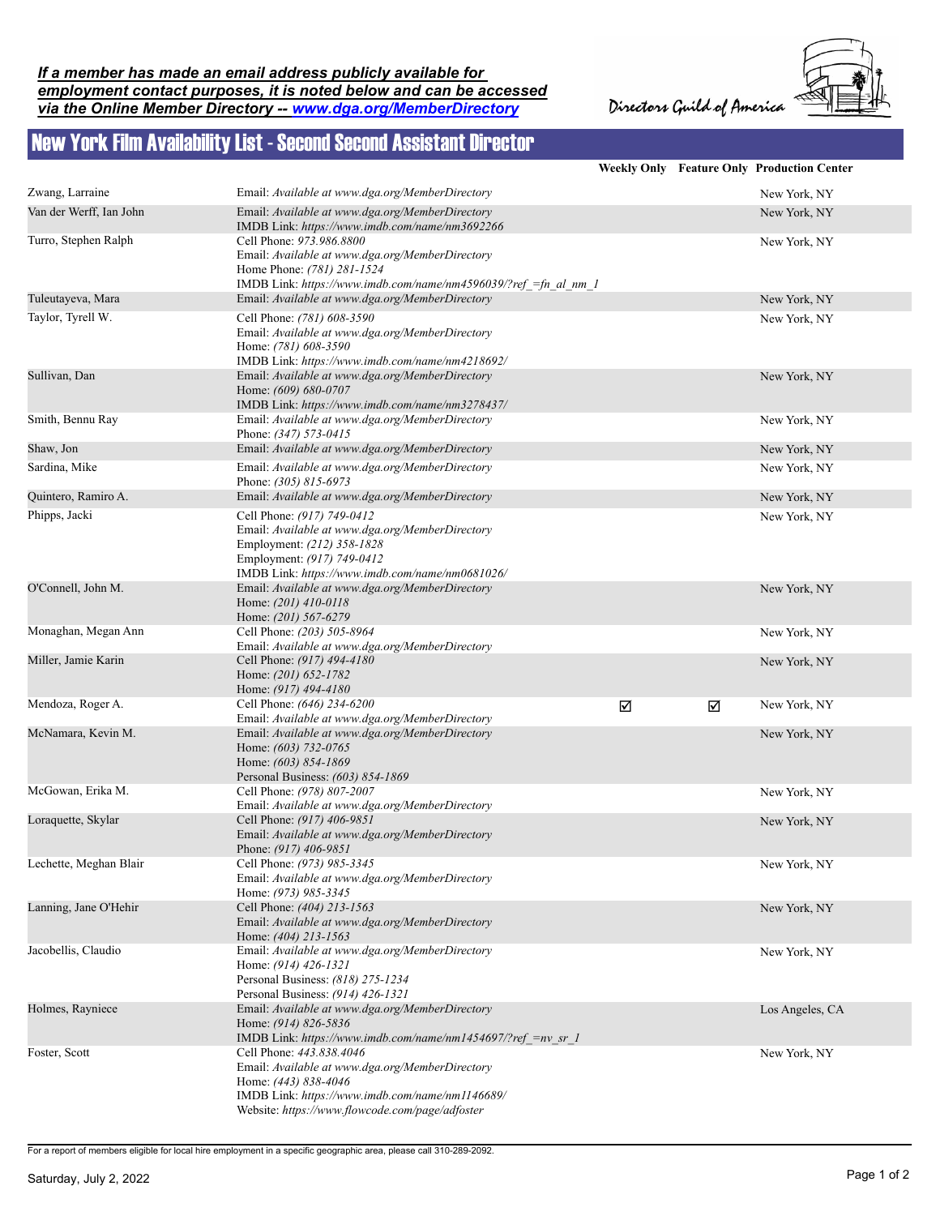***If a member has made an email address publicly available for employment contact purposes, it is noted below and can be accessed via the Online Member Directory -- [www.dga.org/MemberDirectory](www.dga.org/MemberDirectory)***

Directors Guild of America

# New York Film Availability List - Second Second Assistant Director

| Name | Contact | Weekly Only | Feature Only | Production Center |
|---|---|---|---|---|
| Zwang, Larraine | Email: *Available at www.dga.org/MemberDirectory* | | | New York, NY |
| Van der Werff, Ian John | Email: *Available at www.dga.org/MemberDirectory*<br>IMDB Link: *https://www.imdb.com/name/nm3692266* | | | New York, NY |
| Turro, Stephen Ralph | Cell Phone: *973.986.8800*<br>Email: *Available at www.dga.org/MemberDirectory*<br>Home Phone: *(781) 281-1524*<br>IMDB Link: *https://www.imdb.com/name/nm4596039/?ref_=fn_al_nm_1* | | | New York, NY |
| Tuleutayeva, Mara | Email: *Available at www.dga.org/MemberDirectory* | | | New York, NY |
| Taylor, Tyrell W. | Cell Phone: *(781) 608-3590*<br>Email: *Available at www.dga.org/MemberDirectory*<br>Home: *(781) 608-3590*<br>IMDB Link: *https://www.imdb.com/name/nm4218692/* | | | New York, NY |
| Sullivan, Dan | Email: *Available at www.dga.org/MemberDirectory*<br>Home: *(609) 680-0707*<br>IMDB Link: *https://www.imdb.com/name/nm3278437/* | | | New York, NY |
| Smith, Bennu Ray | Email: *Available at www.dga.org/MemberDirectory*<br>Phone: *(347) 573-0415* | | | New York, NY |
| Shaw, Jon | Email: *Available at www.dga.org/MemberDirectory* | | | New York, NY |
| Sardina, Mike | Email: *Available at www.dga.org/MemberDirectory*<br>Phone: *(305) 815-6973* | | | New York, NY |
| Quintero, Ramiro A. | Email: *Available at www.dga.org/MemberDirectory* | | | New York, NY |
| Phipps, Jacki | Cell Phone: *(917) 749-0412*<br>Email: *Available at www.dga.org/MemberDirectory*<br>Employment: *(212) 358-1828*<br>Employment: *(917) 749-0412*<br>IMDB Link: *https://www.imdb.com/name/nm0681026/* | | | New York, NY |
| O'Connell, John M. | Email: *Available at www.dga.org/MemberDirectory*<br>Home: *(201) 410-0118*<br>Home: *(201) 567-6279* | | | New York, NY |
| Monaghan, Megan Ann | Cell Phone: *(203) 505-8964*<br>Email: *Available at www.dga.org/MemberDirectory* | | | New York, NY |
| Miller, Jamie Karin | Cell Phone: *(917) 494-4180*<br>Home: *(201) 652-1782*<br>Home: *(917) 494-4180* | | | New York, NY |
| Mendoza, Roger A. | Cell Phone: *(646) 234-6200*<br>Email: *Available at www.dga.org/MemberDirectory* | ☑ | ☑ | New York, NY |
| McNamara, Kevin M. | Email: *Available at www.dga.org/MemberDirectory*<br>Home: *(603) 732-0765*<br>Home: *(603) 854-1869*<br>Personal Business: *(603) 854-1869* | | | New York, NY |
| McGowan, Erika M. | Cell Phone: *(978) 807-2007*<br>Email: *Available at www.dga.org/MemberDirectory* | | | New York, NY |
| Loraquette, Skylar | Cell Phone: *(917) 406-9851*<br>Email: *Available at www.dga.org/MemberDirectory*<br>Phone: *(917) 406-9851* | | | New York, NY |
| Lechette, Meghan Blair | Cell Phone: *(973) 985-3345*<br>Email: *Available at www.dga.org/MemberDirectory*<br>Home: *(973) 985-3345* | | | New York, NY |
| Lanning, Jane O'Hehir | Cell Phone: *(404) 213-1563*<br>Email: *Available at www.dga.org/MemberDirectory*<br>Home: *(404) 213-1563* | | | New York, NY |
| Jacobellis, Claudio | Email: *Available at www.dga.org/MemberDirectory*<br>Home: *(914) 426-1321*<br>Personal Business: *(818) 275-1234*<br>Personal Business: *(914) 426-1321* | | | New York, NY |
| Holmes, Rayniece | Email: *Available at www.dga.org/MemberDirectory*<br>Home: *(914) 826-5836*<br>IMDB Link: *https://www.imdb.com/name/nm1454697/?ref_=nv_sr_1* | | | Los Angeles, CA |
| Foster, Scott | Cell Phone: *443.838.4046*<br>Email: *Available at www.dga.org/MemberDirectory*<br>Home: *(443) 838-4046*<br>IMDB Link: *https://www.imdb.com/name/nm1146689/*<br>Website: *https://www.flowcode.com/page/adfoster* | | | New York, NY |

For a report of members eligible for local hire employment in a specific geographic area, please call 310-289-2092.

Saturday, July 2, 2022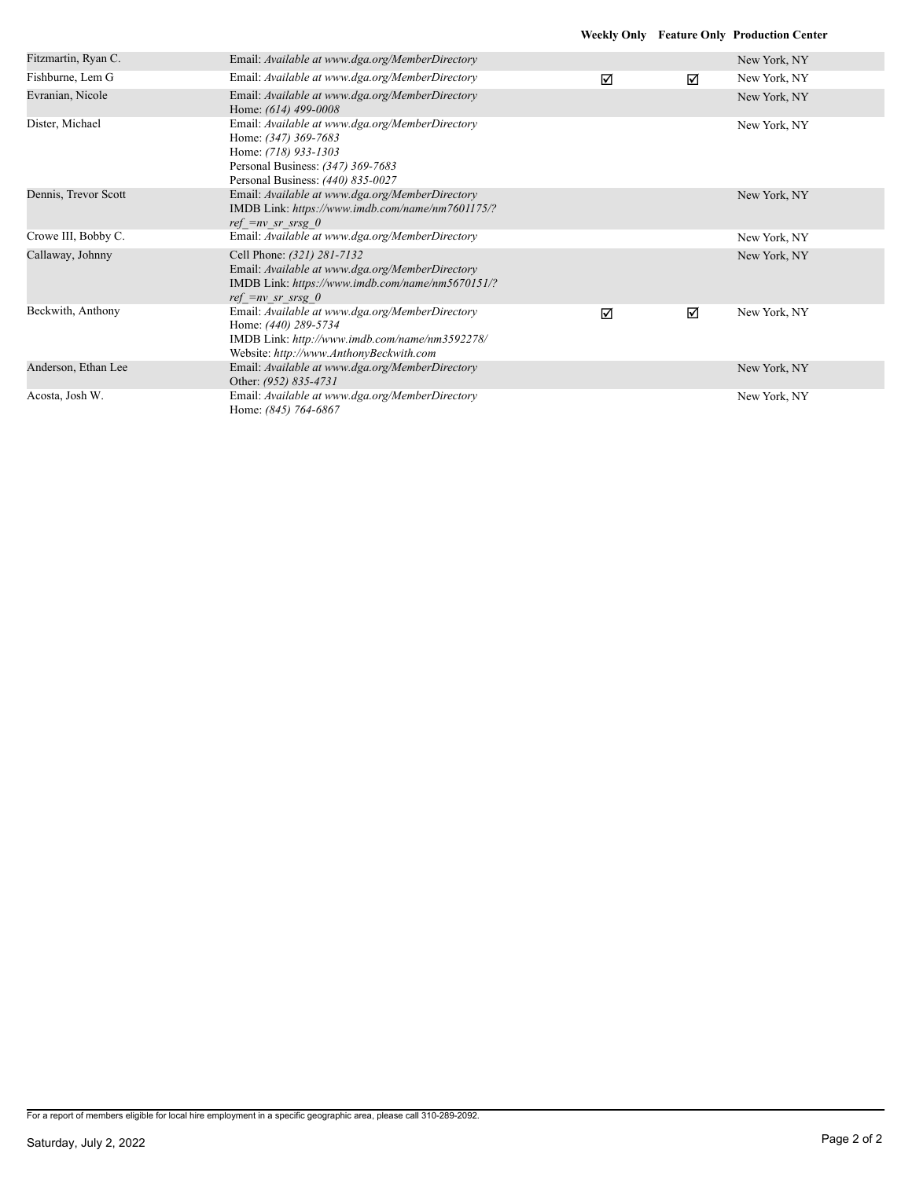| | | Weekly Only | Feature Only | Production Center |
|---|---|---|---|---|
| Fitzmartin, Ryan C. | Email: *Available at www.dga.org/MemberDirectory* | | | New York, NY |
| Fishburne, Lem G | Email: *Available at www.dga.org/MemberDirectory* | ☑ | ☑ | New York, NY |
| Evranian, Nicole | Email: *Available at www.dga.org/MemberDirectory*<br>Home: *(614) 499-0008* | | | New York, NY |
| Dister, Michael | Email: *Available at www.dga.org/MemberDirectory*<br>Home: *(347) 369-7683*<br>Home: *(718) 933-1303*<br>Personal Business: *(347) 369-7683*<br>Personal Business: *(440) 835-0027* | | | New York, NY |
| Dennis, Trevor Scott | Email: *Available at www.dga.org/MemberDirectory*<br>IMDB Link: *https://www.imdb.com/name/nm7601175/?ref_=nv_sr_srsg_0* | | | New York, NY |
| Crowe III, Bobby C. | Email: *Available at www.dga.org/MemberDirectory* | | | New York, NY |
| Callaway, Johnny | Cell Phone: *(321) 281-7132*<br>Email: *Available at www.dga.org/MemberDirectory*<br>IMDB Link: *https://www.imdb.com/name/nm5670151/?ref_=nv_sr_srsg_0* | | | New York, NY |
| Beckwith, Anthony | Email: *Available at www.dga.org/MemberDirectory*<br>Home: *(440) 289-5734*<br>IMDB Link: *http://www.imdb.com/name/nm3592278/*<br>Website: *http://www.AnthonyBeckwith.com* | ☑ | ☑ | New York, NY |
| Anderson, Ethan Lee | Email: *Available at www.dga.org/MemberDirectory*<br>Other: *(952) 835-4731* | | | New York, NY |
| Acosta, Josh W. | Email: *Available at www.dga.org/MemberDirectory*<br>Home: *(845) 764-6867* | | | New York, NY |

For a report of members eligible for local hire employment in a specific geographic area, please call 310-289-2092.

Saturday, July 2, 2022